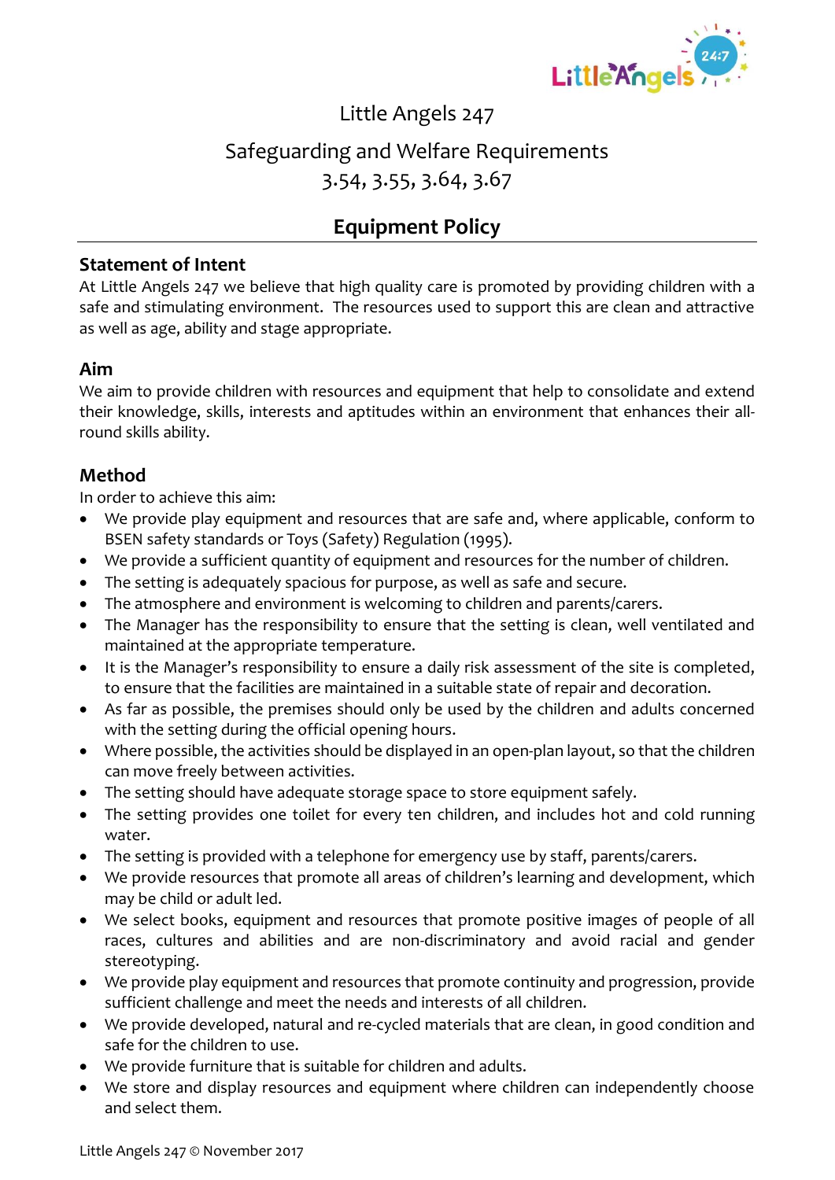Little Angels 247

Safeguarding and Welfare Requirements
3.54, 3.55, 3.64, 3.67

# Equipment Policy

## Statement of Intent

At Little Angels 247 we believe that high quality care is promoted by providing children with a safe and stimulating environment. The resources used to support this are clean and attractive as well as age, ability and stage appropriate.

## Aim

We aim to provide children with resources and equipment that help to consolidate and extend their knowledge, skills, interests and aptitudes within an environment that enhances their all-round skills ability.

## Method

In order to achieve this aim:

- We provide play equipment and resources that are safe and, where applicable, conform to BSEN safety standards or Toys (Safety) Regulation (1995).
- We provide a sufficient quantity of equipment and resources for the number of children.
- The setting is adequately spacious for purpose, as well as safe and secure.
- The atmosphere and environment is welcoming to children and parents/carers.
- The Manager has the responsibility to ensure that the setting is clean, well ventilated and maintained at the appropriate temperature.
- It is the Manager's responsibility to ensure a daily risk assessment of the site is completed, to ensure that the facilities are maintained in a suitable state of repair and decoration.
- As far as possible, the premises should only be used by the children and adults concerned with the setting during the official opening hours.
- Where possible, the activities should be displayed in an open-plan layout, so that the children can move freely between activities.
- The setting should have adequate storage space to store equipment safely.
- The setting provides one toilet for every ten children, and includes hot and cold running water.
- The setting is provided with a telephone for emergency use by staff, parents/carers.
- We provide resources that promote all areas of children's learning and development, which may be child or adult led.
- We select books, equipment and resources that promote positive images of people of all races, cultures and abilities and are non-discriminatory and avoid racial and gender stereotyping.
- We provide play equipment and resources that promote continuity and progression, provide sufficient challenge and meet the needs and interests of all children.
- We provide developed, natural and re-cycled materials that are clean, in good condition and safe for the children to use.
- We provide furniture that is suitable for children and adults.
- We store and display resources and equipment where children can independently choose and select them.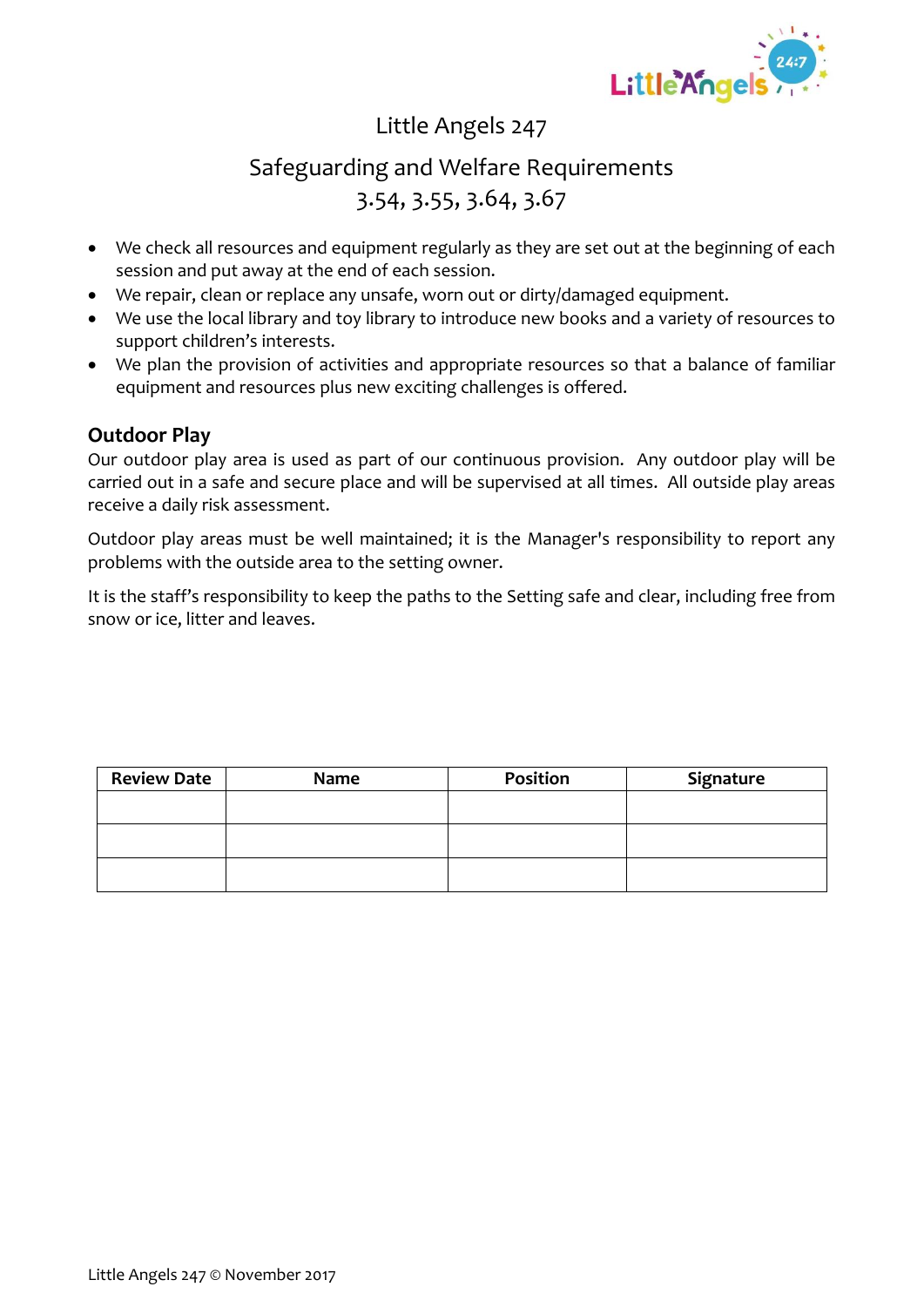# Little Angels 247

## Safeguarding and Welfare Requirements
## 3.54, 3.55, 3.64, 3.67

- We check all resources and equipment regularly as they are set out at the beginning of each session and put away at the end of each session.
- We repair, clean or replace any unsafe, worn out or dirty/damaged equipment.
- We use the local library and toy library to introduce new books and a variety of resources to support children's interests.
- We plan the provision of activities and appropriate resources so that a balance of familiar equipment and resources plus new exciting challenges is offered.

### Outdoor Play

Our outdoor play area is used as part of our continuous provision. Any outdoor play will be carried out in a safe and secure place and will be supervised at all times. All outside play areas receive a daily risk assessment.

Outdoor play areas must be well maintained; it is the Manager's responsibility to report any problems with the outside area to the setting owner.

It is the staff's responsibility to keep the paths to the Setting safe and clear, including free from snow or ice, litter and leaves.

| Review Date | Name | Position | Signature |
|---|---|---|---|
| | | | |
| | | | |
| | | | |

Little Angels 247 © November 2017